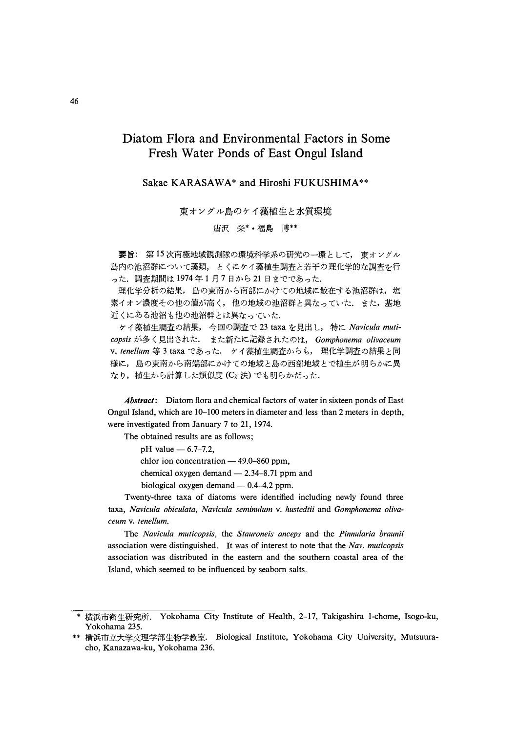# Diatom Flora and Environmental Factors in Some Fresh Water Ponds of East Ongul Island

Sakae KARASAWA* and Hiroshi FUKUSHIMA**

## 東オングル島のケイ藻植生と水質環境

唐沢　栄*・福島　博**

**要旨**：第15次南極地域観測隊の環境科学系の研究の一環として，東オングル島内の池沼群について藻類，とくにケイ藻植生調査と若干の理化学的な調査を行った．調査期間は1974年1月7日から21日までであった．

理化学分析の結果，島の東南から南部にかけての地域に散在する池沼群は，塩素イオン濃度その他の値が高く，他の地域の池沼群と異なっていた．また，基地近くにある池沼も他の池沼群とは異なっていた．

ケイ藻植生調査の結果，今回の調査で23 taxaを見出し，特に *Navicula muticopsis* が多く見出された．また新たに記録されたのは，*Gomphonema olivaceum* v. *tenellum* 等3 taxaであった．ケイ藻植生調査からも，理化学調査の結果と同様に，島の東南から南端部にかけての地域と島の西部地域とで植生が明らかに異なり，植生から計算した類似度 ($C_\lambda$ 法) でも明らかだった．

***Abstract***: Diatom flora and chemical factors of water in sixteen ponds of East Ongul Island, which are 10–100 meters in diameter and less than 2 meters in depth, were investigated from January 7 to 21, 1974.

The obtained results are as follows;

- pH value — 6.7–7.2,
- chlor ion concentration — 49.0–860 ppm,
- chemical oxygen demand — 2.34–8.71 ppm and
- biological oxygen demand — 0.4–4.2 ppm.

Twenty-three taxa of diatoms were identified including newly found three taxa, *Navicula obiculata*, *Navicula seminulum* v. *hustedtii* and *Gomphonema olivaceum* v. *tenellum*.

The *Navicula muticopsis*, the *Stauroneis anceps* and the *Pinnularia braunii* association were distinguished. It was of interest to note that the *Nav. muticopsis* association was distributed in the eastern and the southern coastal area of the Island, which seemed to be influenced by seaborn salts.

---

\* 横浜市衛生研究所．Yokohama City Institute of Health, 2–17, Takigashira 1-chome, Isogo-ku, Yokohama 235.

\*\* 横浜市立大学文理学部生物学教室．Biological Institute, Yokohama City University, Mutsuura-cho, Kanazawa-ku, Yokohama 236.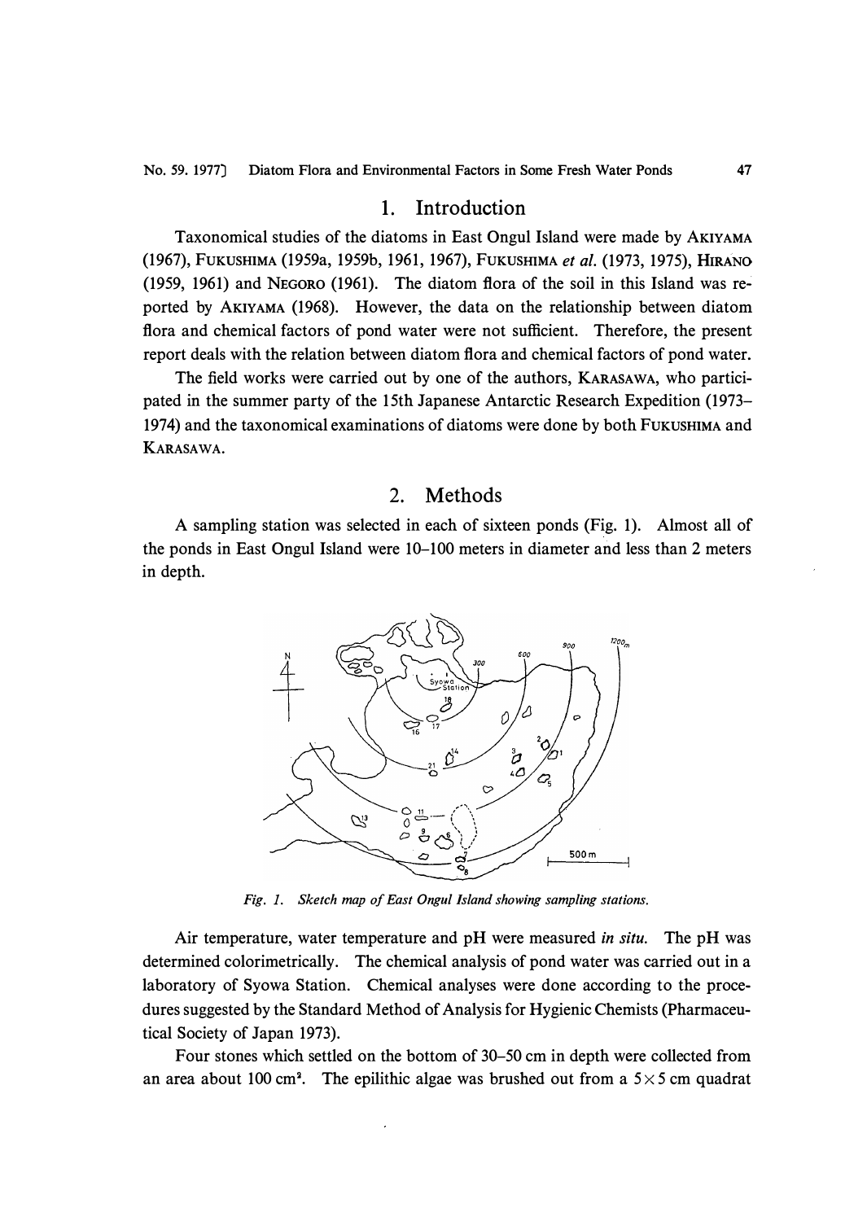## 1. Introduction

Taxonomical studies of the diatoms in East Ongul Island were made by AKIYAMA (1967), FUKUSHIMA (1959a, 1959b, 1961, 1967), FUKUSHIMA *et al.* (1973, 1975), HIRANO (1959, 1961) and NEGORO (1961). The diatom flora of the soil in this Island was reported by AKIYAMA (1968). However, the data on the relationship between diatom flora and chemical factors of pond water were not sufficient. Therefore, the present report deals with the relation between diatom flora and chemical factors of pond water.

The field works were carried out by one of the authors, KARASAWA, who participated in the summer party of the 15th Japanese Antarctic Research Expedition (1973–1974) and the taxonomical examinations of diatoms were done by both FUKUSHIMA and KARASAWA.

## 2. Methods

A sampling station was selected in each of sixteen ponds (Fig. 1). Almost all of the ponds in East Ongul Island were 10–100 meters in diameter and less than 2 meters in depth.

*Fig. 1. Sketch map of East Ongul Island showing sampling stations.*

Air temperature, water temperature and pH were measured *in situ*. The pH was determined colorimetrically. The chemical analysis of pond water was carried out in a laboratory of Syowa Station. Chemical analyses were done according to the procedures suggested by the Standard Method of Analysis for Hygienic Chemists (Pharmaceutical Society of Japan 1973).

Four stones which settled on the bottom of 30–50 cm in depth were collected from an area about 100 cm$^2$. The epilithic algae was brushed out from a $5 \times 5$ cm quadrat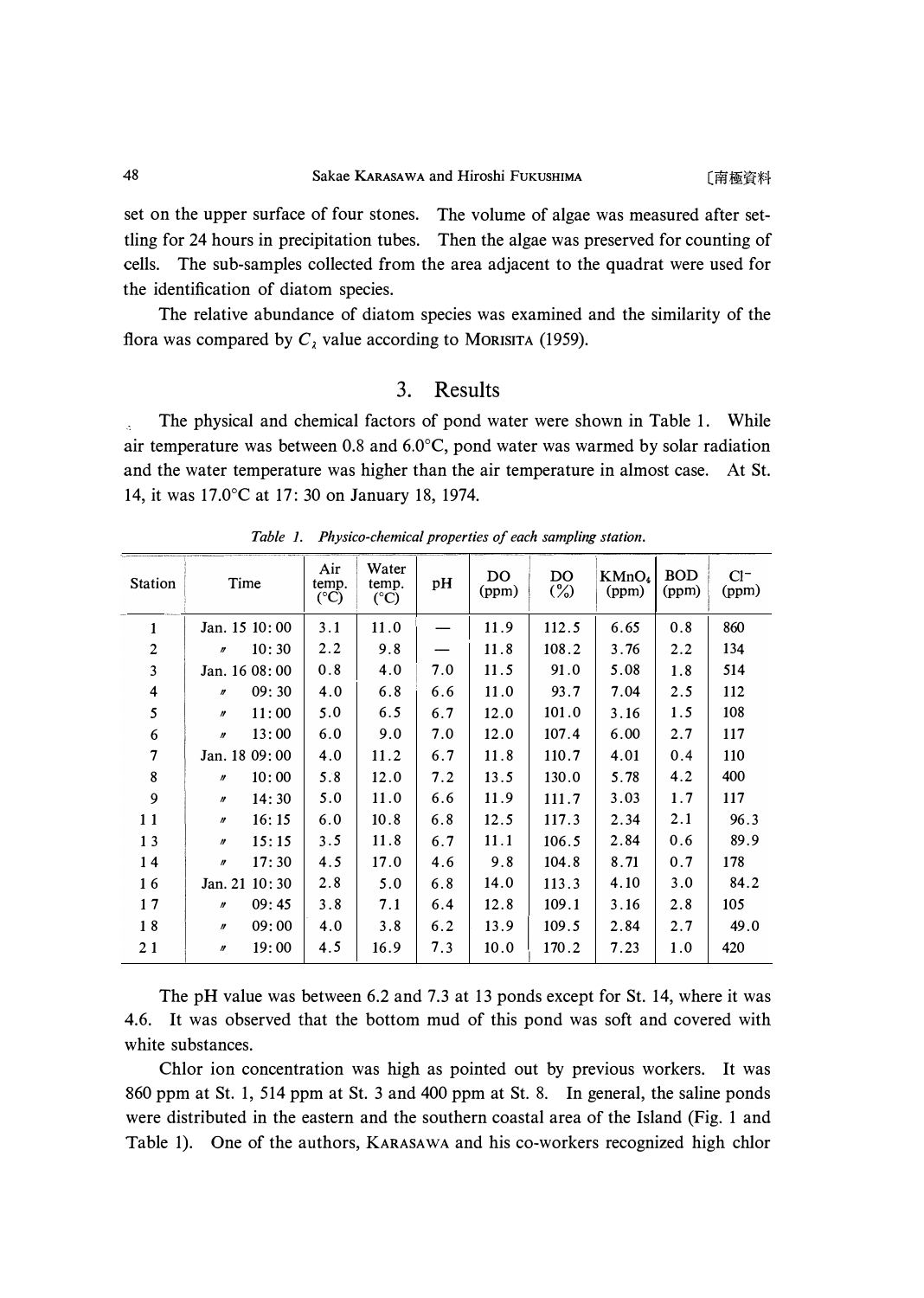set on the upper surface of four stones. The volume of algae was measured after settling for 24 hours in precipitation tubes. Then the algae was preserved for counting of cells. The sub-samples collected from the area adjacent to the quadrat were used for the identification of diatom species.

The relative abundance of diatom species was examined and the similarity of the flora was compared by $C_\lambda$ value according to MORISITA (1959).

## 3. Results

The physical and chemical factors of pond water were shown in Table 1. While air temperature was between 0.8 and 6.0°C, pond water was warmed by solar radiation and the water temperature was higher than the air temperature in almost case. At St. 14, it was 17.0°C at 17:30 on January 18, 1974.

*Table 1. Physico-chemical properties of each sampling station.*

| Station | Time | Air temp. (°C) | Water temp. (°C) | pH | DO (ppm) | DO (%) | $KMnO_4$ (ppm) | BOD (ppm) | $Cl^-$ (ppm) |
|---|---|---|---|---|---|---|---|---|---|
| 1 | Jan. 15 10:00 | 3.1 | 11.0 | — | 11.9 | 112.5 | 6.65 | 0.8 | 860 |
| 2 | 〃 10:30 | 2.2 | 9.8 | — | 11.8 | 108.2 | 3.76 | 2.2 | 134 |
| 3 | Jan. 16 08:00 | 0.8 | 4.0 | 7.0 | 11.5 | 91.0 | 5.08 | 1.8 | 514 |
| 4 | 〃 09:30 | 4.0 | 6.8 | 6.6 | 11.0 | 93.7 | 7.04 | 2.5 | 112 |
| 5 | 〃 11:00 | 5.0 | 6.5 | 6.7 | 12.0 | 101.0 | 3.16 | 1.5 | 108 |
| 6 | 〃 13:00 | 6.0 | 9.0 | 7.0 | 12.0 | 107.4 | 6.00 | 2.7 | 117 |
| 7 | Jan. 18 09:00 | 4.0 | 11.2 | 6.7 | 11.8 | 110.7 | 4.01 | 0.4 | 110 |
| 8 | 〃 10:00 | 5.8 | 12.0 | 7.2 | 13.5 | 130.0 | 5.78 | 4.2 | 400 |
| 9 | 〃 14:30 | 5.0 | 11.0 | 6.6 | 11.9 | 111.7 | 3.03 | 1.7 | 117 |
| 11 | 〃 16:15 | 6.0 | 10.8 | 6.8 | 12.5 | 117.3 | 2.34 | 2.1 | 96.3 |
| 13 | 〃 15:15 | 3.5 | 11.8 | 6.7 | 11.1 | 106.5 | 2.84 | 0.6 | 89.9 |
| 14 | 〃 17:30 | 4.5 | 17.0 | 4.6 | 9.8 | 104.8 | 8.71 | 0.7 | 178 |
| 16 | Jan. 21 10:30 | 2.8 | 5.0 | 6.8 | 14.0 | 113.3 | 4.10 | 3.0 | 84.2 |
| 17 | 〃 09:45 | 3.8 | 7.1 | 6.4 | 12.8 | 109.1 | 3.16 | 2.8 | 105 |
| 18 | 〃 09:00 | 4.0 | 3.8 | 6.2 | 13.9 | 109.5 | 2.84 | 2.7 | 49.0 |
| 21 | 〃 19:00 | 4.5 | 16.9 | 7.3 | 10.0 | 170.2 | 7.23 | 1.0 | 420 |

The pH value was between 6.2 and 7.3 at 13 ponds except for St. 14, where it was 4.6. It was observed that the bottom mud of this pond was soft and covered with white substances.

Chlor ion concentration was high as pointed out by previous workers. It was 860 ppm at St. 1, 514 ppm at St. 3 and 400 ppm at St. 8. In general, the saline ponds were distributed in the eastern and the southern coastal area of the Island (Fig. 1 and Table 1). One of the authors, KARASAWA and his co-workers recognized high chlor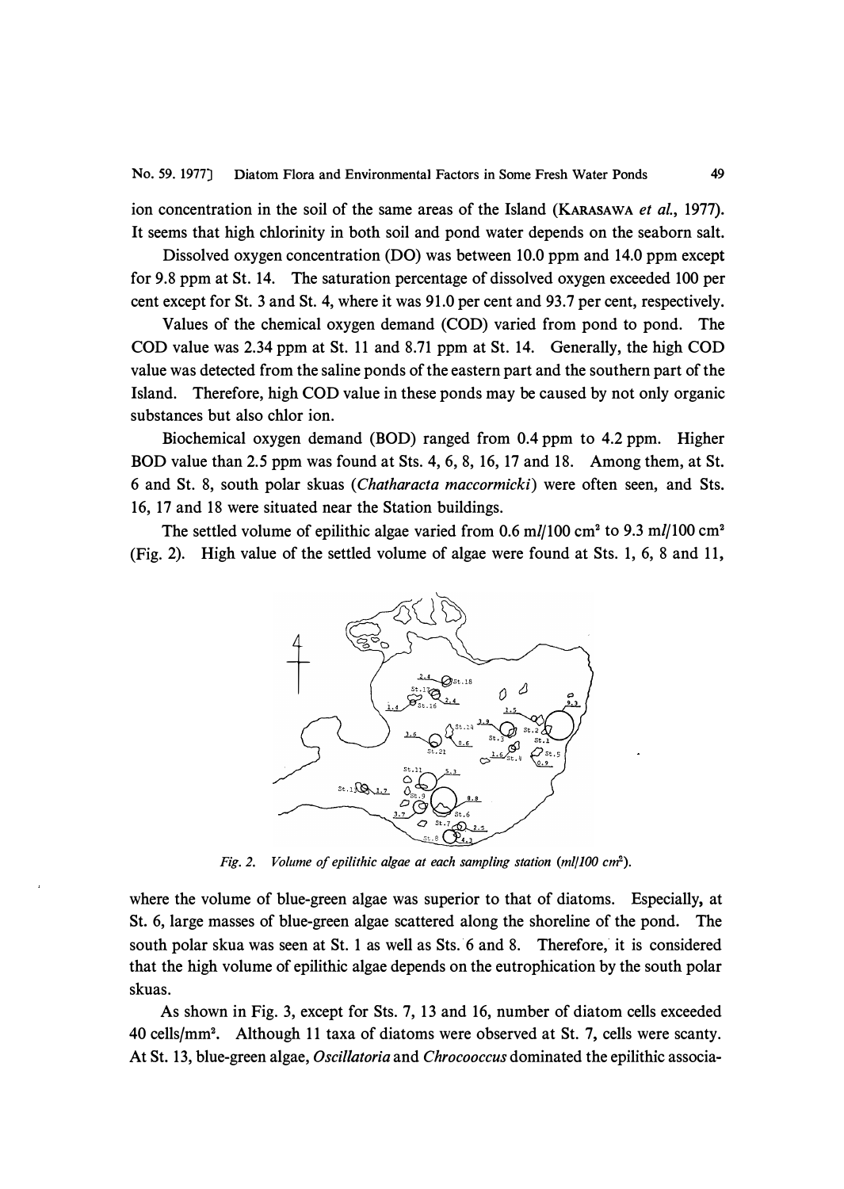ion concentration in the soil of the same areas of the Island (KARASAWA *et al.*, 1977). It seems that high chlorinity in both soil and pond water depends on the seaborn salt.

Dissolved oxygen concentration (DO) was between 10.0 ppm and 14.0 ppm except for 9.8 ppm at St. 14. The saturation percentage of dissolved oxygen exceeded 100 per cent except for St. 3 and St. 4, where it was 91.0 per cent and 93.7 per cent, respectively.

Values of the chemical oxygen demand (COD) varied from pond to pond. The COD value was 2.34 ppm at St. 11 and 8.71 ppm at St. 14. Generally, the high COD value was detected from the saline ponds of the eastern part and the southern part of the Island. Therefore, high COD value in these ponds may be caused by not only organic substances but also chlor ion.

Biochemical oxygen demand (BOD) ranged from 0.4 ppm to 4.2 ppm. Higher BOD value than 2.5 ppm was found at Sts. 4, 6, 8, 16, 17 and 18. Among them, at St. 6 and St. 8, south polar skuas (*Chatharacta maccormicki*) were often seen, and Sts. 16, 17 and 18 were situated near the Station buildings.

The settled volume of epilithic algae varied from 0.6 m*l*/100 cm² to 9.3 m*l*/100 cm² (Fig. 2). High value of the settled volume of algae were found at Sts. 1, 6, 8 and 11,

*Fig. 2. Volume of epilithic algae at each sampling station (ml/100 cm²).*

where the volume of blue-green algae was superior to that of diatoms. Especially, at St. 6, large masses of blue-green algae scattered along the shoreline of the pond. The south polar skua was seen at St. 1 as well as Sts. 6 and 8. Therefore, it is considered that the high volume of epilithic algae depends on the eutrophication by the south polar skuas.

As shown in Fig. 3, except for Sts. 7, 13 and 16, number of diatom cells exceeded 40 cells/mm². Although 11 taxa of diatoms were observed at St. 7, cells were scanty. At St. 13, blue-green algae, *Oscillatoria* and *Chrocooccus* dominated the epilithic associa-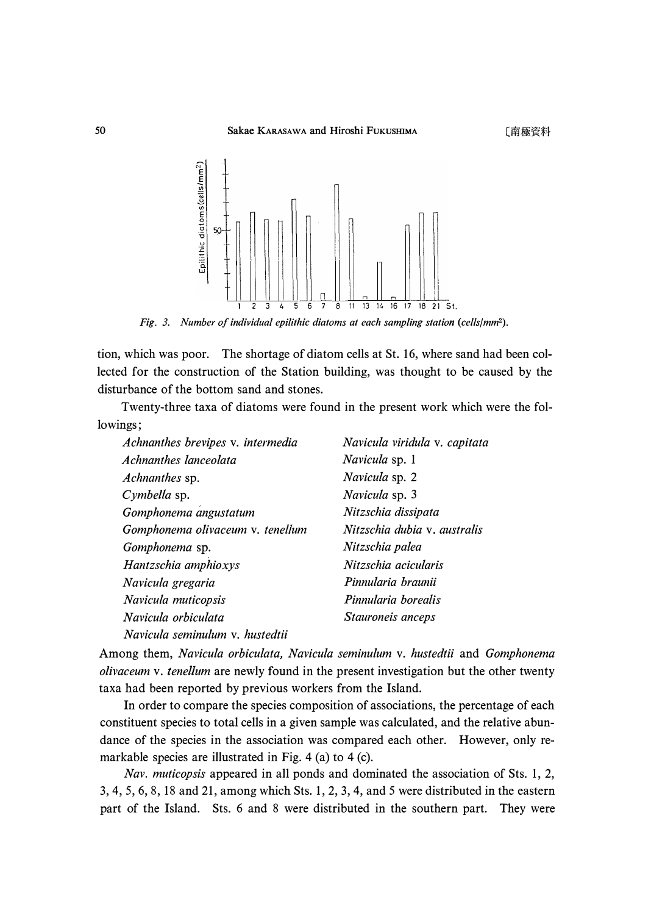Fig. 3. Number of individual epilithic diatoms at each sampling station (cells/mm²).

tion, which was poor. The shortage of diatom cells at St. 16, where sand had been collected for the construction of the Station building, was thought to be caused by the disturbance of the bottom sand and stones.

Twenty-three taxa of diatoms were found in the present work which were the followings;

*Achnanthes brevipes* v. *intermedia*
*Achnanthes lanceolata*
*Achnanthes* sp.
*Cymbella* sp.
*Gomphonema angustatum*
*Gomphonema olivaceum* v. *tenellum*
*Gomphonema* sp.
*Hantzschia amphioxys*
*Navicula gregaria*
*Navicula muticopsis*
*Navicula orbiculata*
*Navicula seminulum* v. *hustedtii*
*Navicula viridula* v. *capitata*
*Navicula* sp. 1
*Navicula* sp. 2
*Navicula* sp. 3
*Nitzschia dissipata*
*Nitzschia dubia* v. *australis*
*Nitzschia palea*
*Nitzschia acicularis*
*Pinnularia braunii*
*Pinnularia borealis*
*Stauroneis anceps*

Among them, *Navicula orbiculata, Navicula seminulum* v. *hustedtii* and *Gomphonema olivaceum* v. *tenellum* are newly found in the present investigation but the other twenty taxa had been reported by previous workers from the Island.

In order to compare the species composition of associations, the percentage of each constituent species to total cells in a given sample was calculated, and the relative abundance of the species in the association was compared each other. However, only remarkable species are illustrated in Fig. 4 (a) to 4 (c).

*Nav. muticopsis* appeared in all ponds and dominated the association of Sts. 1, 2, 3, 4, 5, 6, 8, 18 and 21, among which Sts. 1, 2, 3, 4, and 5 were distributed in the eastern part of the Island. Sts. 6 and 8 were distributed in the southern part. They were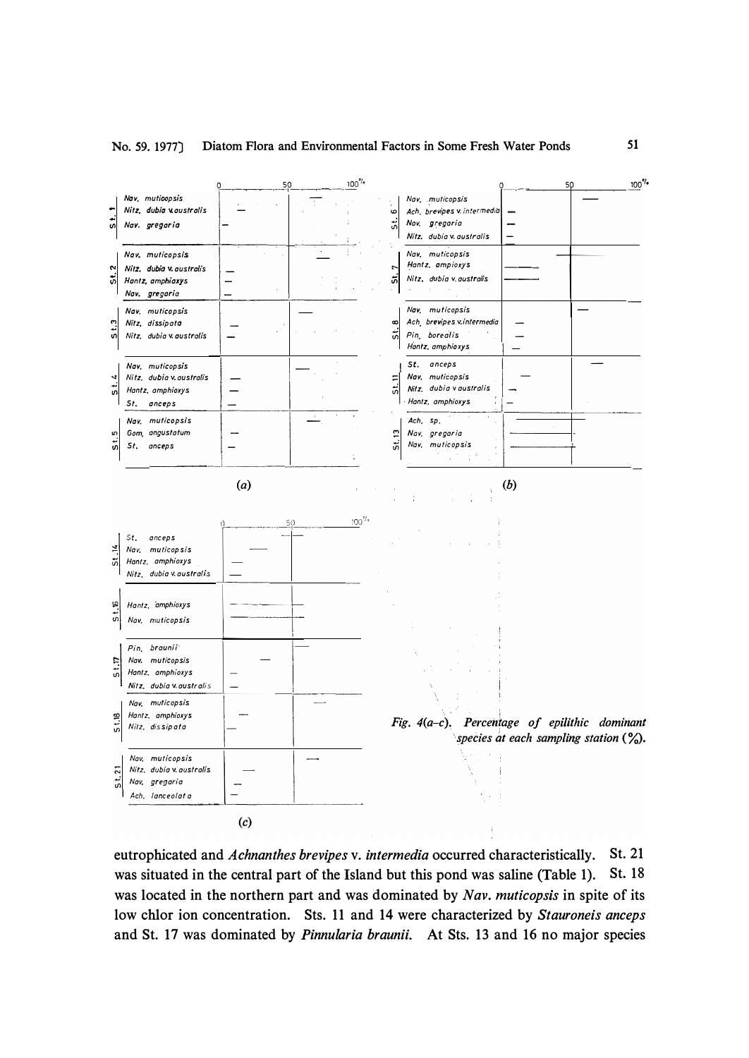Fig. 4(a–c). Percentage of epilithic dominant species at each sampling station (%).

eutrophicated and *Achnanthes brevipes* v. *intermedia* occurred characteristically. St. 21 was situated in the central part of the Island but this pond was saline (Table 1). St. 18 was located in the northern part and was dominated by *Nav. muticopsis* in spite of its low chlor ion concentration. Sts. 11 and 14 were characterized by *Stauroneis anceps* and St. 17 was dominated by *Pinnularia braunii*. At Sts. 13 and 16 no major species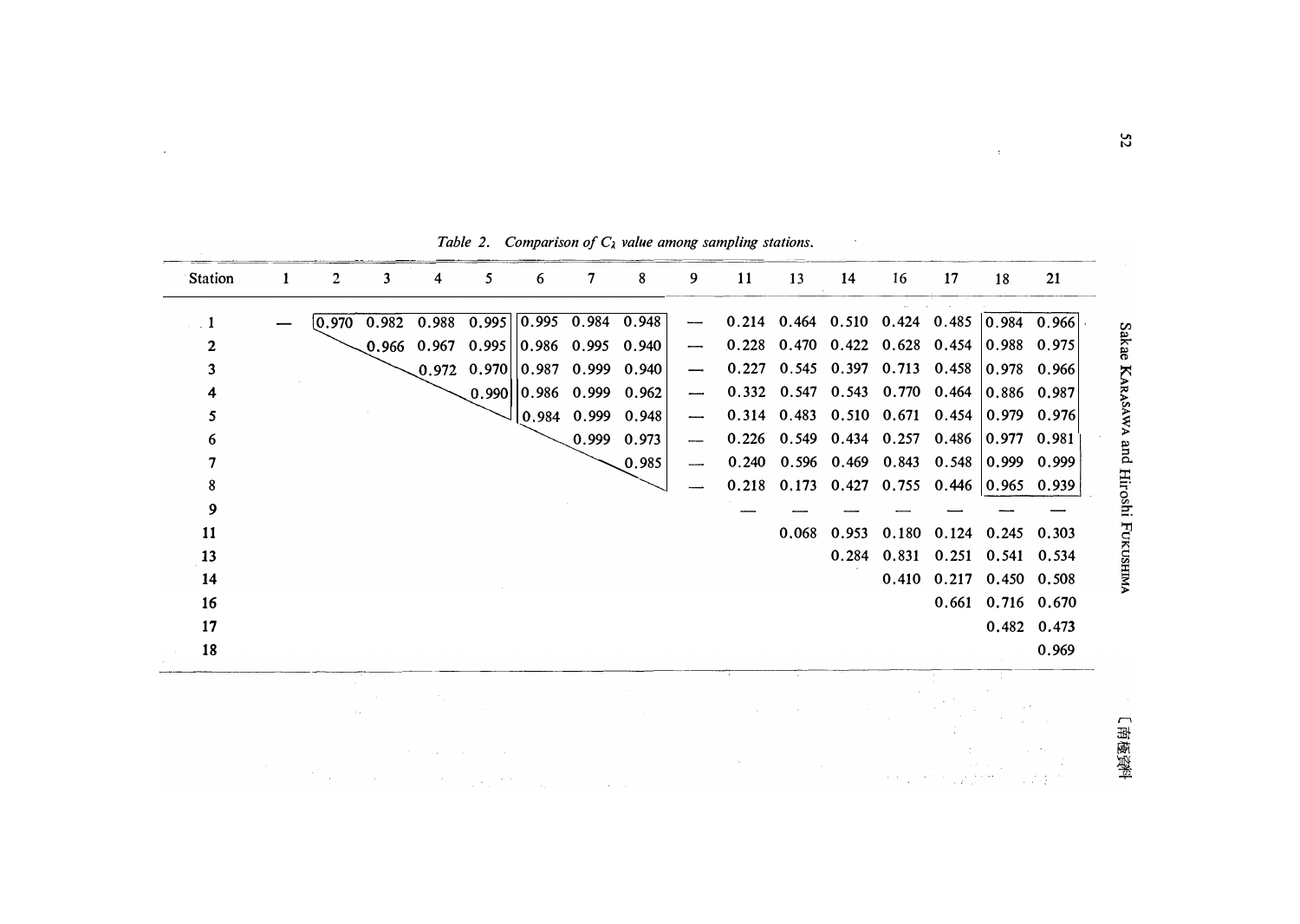*Table 2. Comparison of $C_\lambda$ value among sampling stations.*

| Station | 1 | 2 | 3 | 4 | 5 | 6 | 7 | 8 | 9 | 11 | 13 | 14 | 16 | 17 | 18 | 21 |
|---|---|---|---|---|---|---|---|---|---|---|---|---|---|---|---|---|
| 1 | — | 0.970 | 0.982 | 0.988 | 0.995 | 0.995 | 0.984 | 0.948 | — | 0.214 | 0.464 | 0.510 | 0.424 | 0.485 | 0.984 | 0.966 |
| 2 | | | 0.966 | 0.967 | 0.995 | 0.986 | 0.995 | 0.940 | — | 0.228 | 0.470 | 0.422 | 0.628 | 0.454 | 0.988 | 0.975 |
| 3 | | | | 0.972 | 0.970 | 0.987 | 0.999 | 0.940 | — | 0.227 | 0.545 | 0.397 | 0.713 | 0.458 | 0.978 | 0.966 |
| 4 | | | | | 0.990 | 0.986 | 0.999 | 0.962 | — | 0.332 | 0.547 | 0.543 | 0.770 | 0.464 | 0.886 | 0.987 |
| 5 | | | | | | 0.984 | 0.999 | 0.948 | — | 0.314 | 0.483 | 0.510 | 0.671 | 0.454 | 0.979 | 0.976 |
| 6 | | | | | | | 0.999 | 0.973 | — | 0.226 | 0.549 | 0.434 | 0.257 | 0.486 | 0.977 | 0.981 |
| 7 | | | | | | | | 0.985 | — | 0.240 | 0.596 | 0.469 | 0.843 | 0.548 | 0.999 | 0.999 |
| 8 | | | | | | | | | — | 0.218 | 0.173 | 0.427 | 0.755 | 0.446 | 0.965 | 0.939 |
| 9 | | | | | | | | | | — | — | — | — | — | — | — |
| 11 | | | | | | | | | | | 0.068 | 0.953 | 0.180 | 0.124 | 0.245 | 0.303 |
| 13 | | | | | | | | | | | | 0.284 | 0.831 | 0.251 | 0.541 | 0.534 |
| 14 | | | | | | | | | | | | | 0.410 | 0.217 | 0.450 | 0.508 |
| 16 | | | | | | | | | | | | | | 0.661 | 0.716 | 0.670 |
| 17 | | | | | | | | | | | | | | | 0.482 | 0.473 |
| 18 | | | | | | | | | | | | | | | | 0.969 |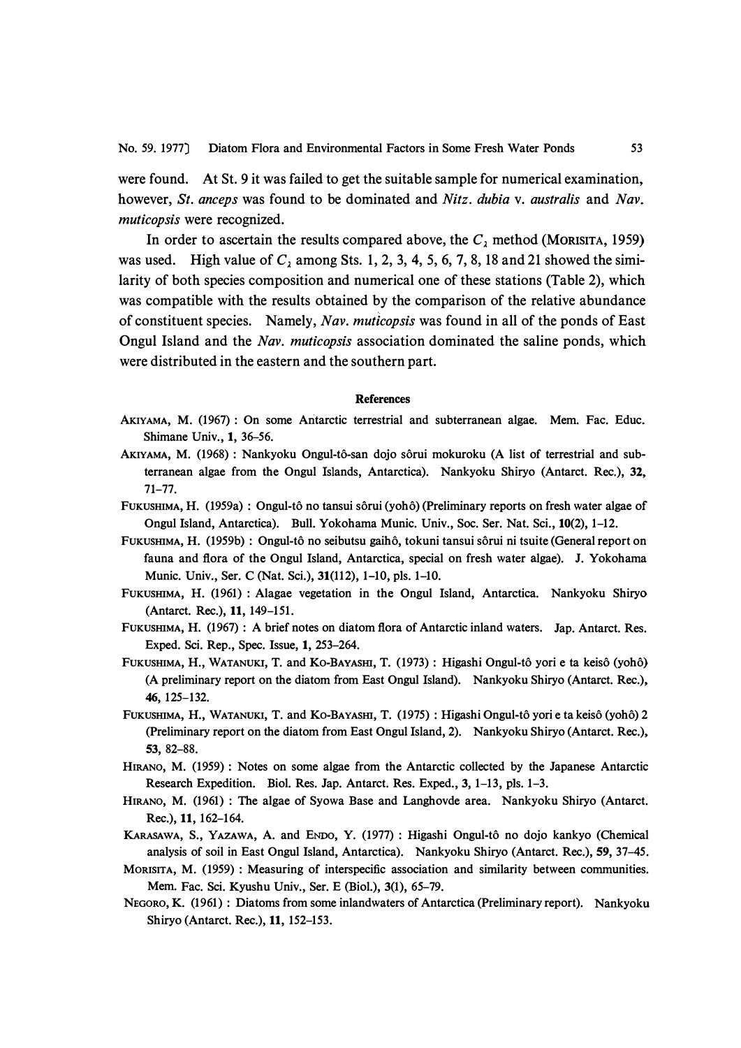were found. At St. 9 it was failed to get the suitable sample for numerical examination, however, *St. anceps* was found to be dominated and *Nitz. dubia* v. *australis* and *Nav. muticopsis* were recognized.

In order to ascertain the results compared above, the $C_\lambda$ method (Morisita, 1959) was used. High value of $C_\lambda$ among Sts. 1, 2, 3, 4, 5, 6, 7, 8, 18 and 21 showed the similarity of both species composition and numerical one of these stations (Table 2), which was compatible with the results obtained by the comparison of the relative abundance of constituent species. Namely, *Nav. muticopsis* was found in all of the ponds of East Ongul Island and the *Nav. muticopsis* association dominated the saline ponds, which were distributed in the eastern and the southern part.

## References

Akiyama, M. (1967) : On some Antarctic terrestrial and subterranean algae. Mem. Fac. Educ. Shimane Univ., **1**, 36–56.

Akiyama, M. (1968) : Nankyoku Ongul-tô-san dojo sôrui mokuroku (A list of terrestrial and subterranean algae from the Ongul Islands, Antarctica). Nankyoku Shiryo (Antarct. Rec.), **32**, 71–77.

Fukushima, H. (1959a) : Ongul-tô no tansui sôrui (yohô) (Preliminary reports on fresh water algae of Ongul Island, Antarctica). Bull. Yokohama Munic. Univ., Soc. Ser. Nat. Sci., **10**(2), 1–12.

Fukushima, H. (1959b) : Ongul-tô no seibutsu gaihô, tokuni tansui sôrui ni tsuite (General report on fauna and flora of the Ongul Island, Antarctica, special on fresh water algae). J. Yokohama Munic. Univ., Ser. C (Nat. Sci.), **31**(112), 1–10, pls. 1–10.

Fukushima, H. (1961) : Alagae vegetation in the Ongul Island, Antarctica. Nankyoku Shiryo (Antarct. Rec.), **11**, 149–151.

Fukushima, H. (1967) : A brief notes on diatom flora of Antarctic inland waters. Jap. Antarct. Res. Exped. Sci. Rep., Spec. Issue, **1**, 253–264.

Fukushima, H., Watanuki, T. and Ko-Bayashi, T. (1973) : Higashi Ongul-tô yori e ta keisô (yohô) (A preliminary report on the diatom from East Ongul Island). Nankyoku Shiryo (Antarct. Rec.), **46**, 125–132.

Fukushima, H., Watanuki, T. and Ko-Bayashi, T. (1975) : Higashi Ongul-tô yori e ta keisô (yohô) 2 (Preliminary report on the diatom from East Ongul Island, 2). Nankyoku Shiryo (Antarct. Rec.), **53**, 82–88.

Hirano, M. (1959) : Notes on some algae from the Antarctic collected by the Japanese Antarctic Research Expedition. Biol. Res. Jap. Antarct. Res. Exped., **3**, 1–13, pls. 1–3.

Hirano, M. (1961) : The algae of Syowa Base and Langhovde area. Nankyoku Shiryo (Antarct. Rec.), **11**, 162–164.

Karasawa, S., Yazawa, A. and Endo, Y. (1977) : Higashi Ongul-tô no dojo kankyo (Chemical analysis of soil in East Ongul Island, Antarctica). Nankyoku Shiryo (Antarct. Rec.), **59**, 37–45.

Morisita, M. (1959) : Measuring of interspecific association and similarity between communities. Mem. Fac. Sci. Kyushu Univ., Ser. E (Biol.), **3**(1), 65–79.

Negoro, K. (1961) : Diatoms from some inlandwaters of Antarctica (Preliminary report). Nankyoku Shiryo (Antarct. Rec.), **11**, 152–153.